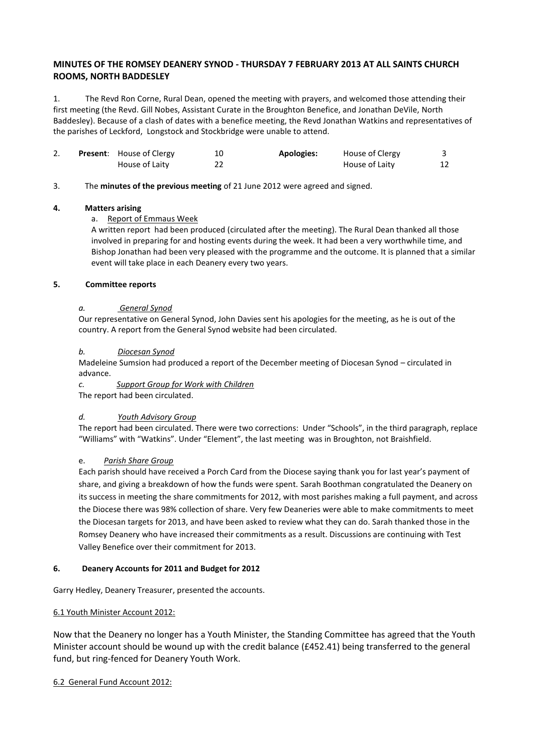## MINUTES OF THE ROMSEY DEANERY SYNOD - THURSDAY 7 FEBRUARY 2013 AT ALL SAINTS CHURCH ROOMS, NORTH BADDESLEY

1. The Revd Ron Corne, Rural Dean, opened the meeting with prayers, and welcomed those attending their first meeting (the Revd. Gill Nobes, Assistant Curate in the Broughton Benefice, and Jonathan DeVile, North Baddesley). Because of a clash of dates with a benefice meeting, the Revd Jonathan Watkins and representatives of the parishes of Leckford, Longstock and Stockbridge were unable to attend.

| 2. | **Present**: | House of Clergy | 10 | **Apologies:** | House of Clergy | 3 |
|---|---|---|---|---|---|---|
| | | House of Laity | 22 | | House of Laity | 12 |

3. The **minutes of the previous meeting** of 21 June 2012 were agreed and signed.

**4. Matters arising**

a. Report of Emmaus Week

A written report had been produced (circulated after the meeting). The Rural Dean thanked all those involved in preparing for and hosting events during the week. It had been a very worthwhile time, and Bishop Jonathan had been very pleased with the programme and the outcome. It is planned that a similar event will take place in each Deanery every two years.

**5. Committee reports**

*a. General Synod*

Our representative on General Synod, John Davies sent his apologies for the meeting, as he is out of the country. A report from the General Synod website had been circulated.

*b. Diocesan Synod*

Madeleine Sumsion had produced a report of the December meeting of Diocesan Synod – circulated in advance.

*c. Support Group for Work with Children*

The report had been circulated.

*d. Youth Advisory Group*

The report had been circulated. There were two corrections: Under "Schools", in the third paragraph, replace "Williams" with "Watkins". Under "Element", the last meeting was in Broughton, not Braishfield.

e. *Parish Share Group*

Each parish should have received a Porch Card from the Diocese saying thank you for last year's payment of share, and giving a breakdown of how the funds were spent. Sarah Boothman congratulated the Deanery on its success in meeting the share commitments for 2012, with most parishes making a full payment, and across the Diocese there was 98% collection of share. Very few Deaneries were able to make commitments to meet the Diocesan targets for 2013, and have been asked to review what they can do. Sarah thanked those in the Romsey Deanery who have increased their commitments as a result. Discussions are continuing with Test Valley Benefice over their commitment for 2013.

**6. Deanery Accounts for 2011 and Budget for 2012**

Garry Hedley, Deanery Treasurer, presented the accounts.

6.1 Youth Minister Account 2012:

Now that the Deanery no longer has a Youth Minister, the Standing Committee has agreed that the Youth Minister account should be wound up with the credit balance (£452.41) being transferred to the general fund, but ring-fenced for Deanery Youth Work.

6.2 General Fund Account 2012: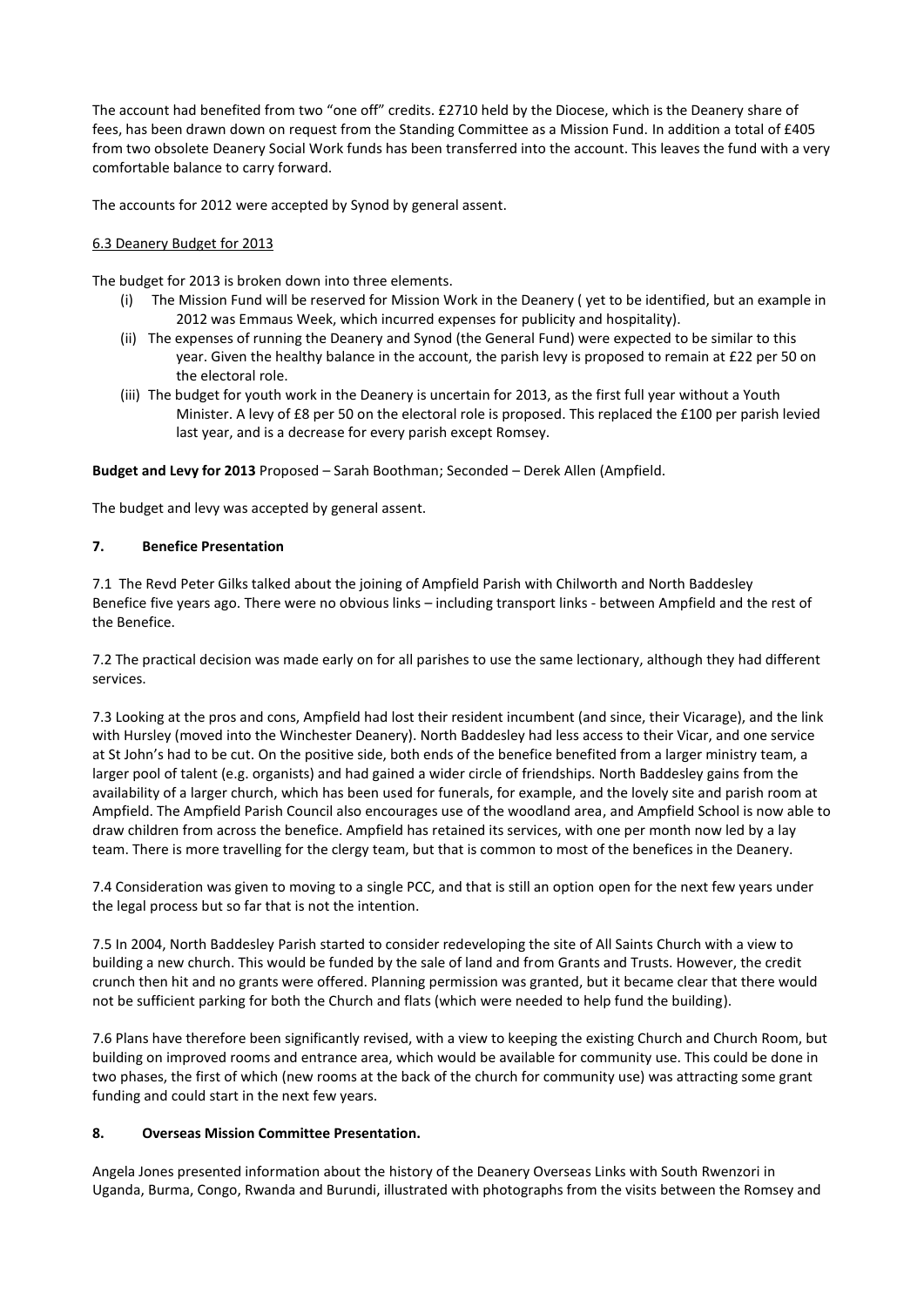The account had benefited from two "one off" credits. £2710 held by the Diocese, which is the Deanery share of fees, has been drawn down on request from the Standing Committee as a Mission Fund. In addition a total of £405 from two obsolete Deanery Social Work funds has been transferred into the account. This leaves the fund with a very comfortable balance to carry forward.

The accounts for 2012 were accepted by Synod by general assent.

6.3 Deanery Budget for 2013

The budget for 2013 is broken down into three elements.

(i) The Mission Fund will be reserved for Mission Work in the Deanery ( yet to be identified, but an example in 2012 was Emmaus Week, which incurred expenses for publicity and hospitality).

(ii) The expenses of running the Deanery and Synod (the General Fund) were expected to be similar to this year. Given the healthy balance in the account, the parish levy is proposed to remain at £22 per 50 on the electoral role.

(iii) The budget for youth work in the Deanery is uncertain for 2013, as the first full year without a Youth Minister. A levy of £8 per 50 on the electoral role is proposed. This replaced the £100 per parish levied last year, and is a decrease for every parish except Romsey.

**Budget and Levy for 2013** Proposed – Sarah Boothman; Seconded – Derek Allen (Ampfield.

The budget and levy was accepted by general assent.

## 7. Benefice Presentation

7.1 The Revd Peter Gilks talked about the joining of Ampfield Parish with Chilworth and North Baddesley Benefice five years ago. There were no obvious links – including transport links - between Ampfield and the rest of the Benefice.

7.2 The practical decision was made early on for all parishes to use the same lectionary, although they had different services.

7.3 Looking at the pros and cons, Ampfield had lost their resident incumbent (and since, their Vicarage), and the link with Hursley (moved into the Winchester Deanery). North Baddesley had less access to their Vicar, and one service at St John's had to be cut. On the positive side, both ends of the benefice benefited from a larger ministry team, a larger pool of talent (e.g. organists) and had gained a wider circle of friendships. North Baddesley gains from the availability of a larger church, which has been used for funerals, for example, and the lovely site and parish room at Ampfield. The Ampfield Parish Council also encourages use of the woodland area, and Ampfield School is now able to draw children from across the benefice. Ampfield has retained its services, with one per month now led by a lay team. There is more travelling for the clergy team, but that is common to most of the benefices in the Deanery.

7.4 Consideration was given to moving to a single PCC, and that is still an option open for the next few years under the legal process but so far that is not the intention.

7.5 In 2004, North Baddesley Parish started to consider redeveloping the site of All Saints Church with a view to building a new church. This would be funded by the sale of land and from Grants and Trusts. However, the credit crunch then hit and no grants were offered. Planning permission was granted, but it became clear that there would not be sufficient parking for both the Church and flats (which were needed to help fund the building).

7.6 Plans have therefore been significantly revised, with a view to keeping the existing Church and Church Room, but building on improved rooms and entrance area, which would be available for community use. This could be done in two phases, the first of which (new rooms at the back of the church for community use) was attracting some grant funding and could start in the next few years.

## 8. Overseas Mission Committee Presentation.

Angela Jones presented information about the history of the Deanery Overseas Links with South Rwenzori in Uganda, Burma, Congo, Rwanda and Burundi, illustrated with photographs from the visits between the Romsey and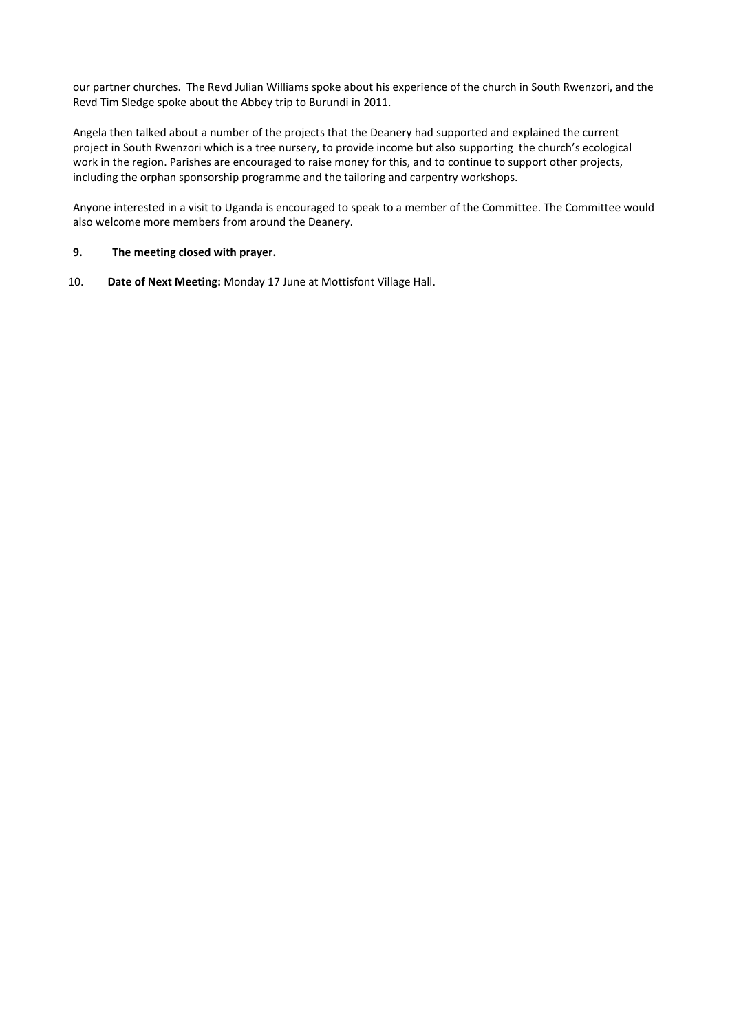our partner churches. The Revd Julian Williams spoke about his experience of the church in South Rwenzori, and the Revd Tim Sledge spoke about the Abbey trip to Burundi in 2011.

Angela then talked about a number of the projects that the Deanery had supported and explained the current project in South Rwenzori which is a tree nursery, to provide income but also supporting the church's ecological work in the region. Parishes are encouraged to raise money for this, and to continue to support other projects, including the orphan sponsorship programme and the tailoring and carpentry workshops.

Anyone interested in a visit to Uganda is encouraged to speak to a member of the Committee. The Committee would also welcome more members from around the Deanery.

**9. The meeting closed with prayer.**

10. **Date of Next Meeting:** Monday 17 June at Mottisfont Village Hall.